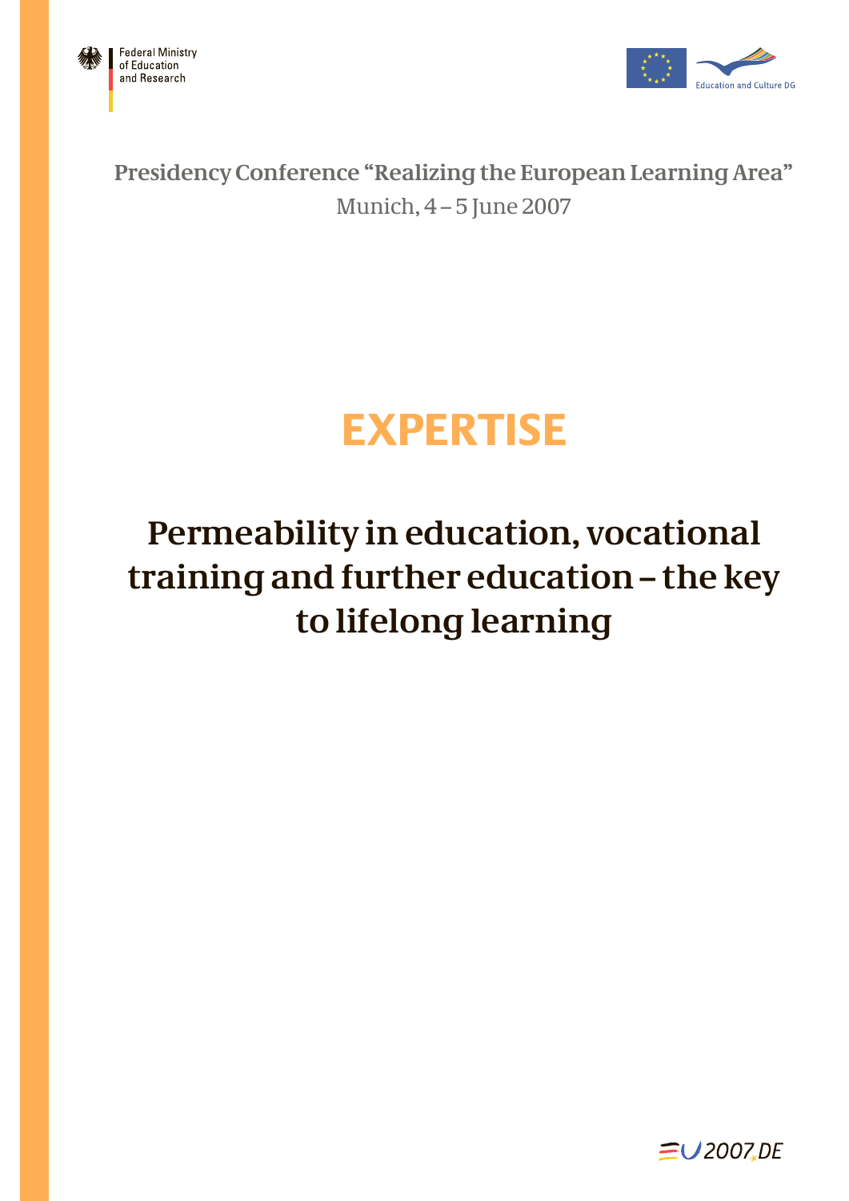Federal Ministry of Education and Research

Education and Culture DG

Presidency Conference "Realizing the European Learning Area"
Munich, 4 – 5 June 2007

# EXPERTISE

## Permeability in education, vocational training and further education – the key to lifelong learning

EU2007.DE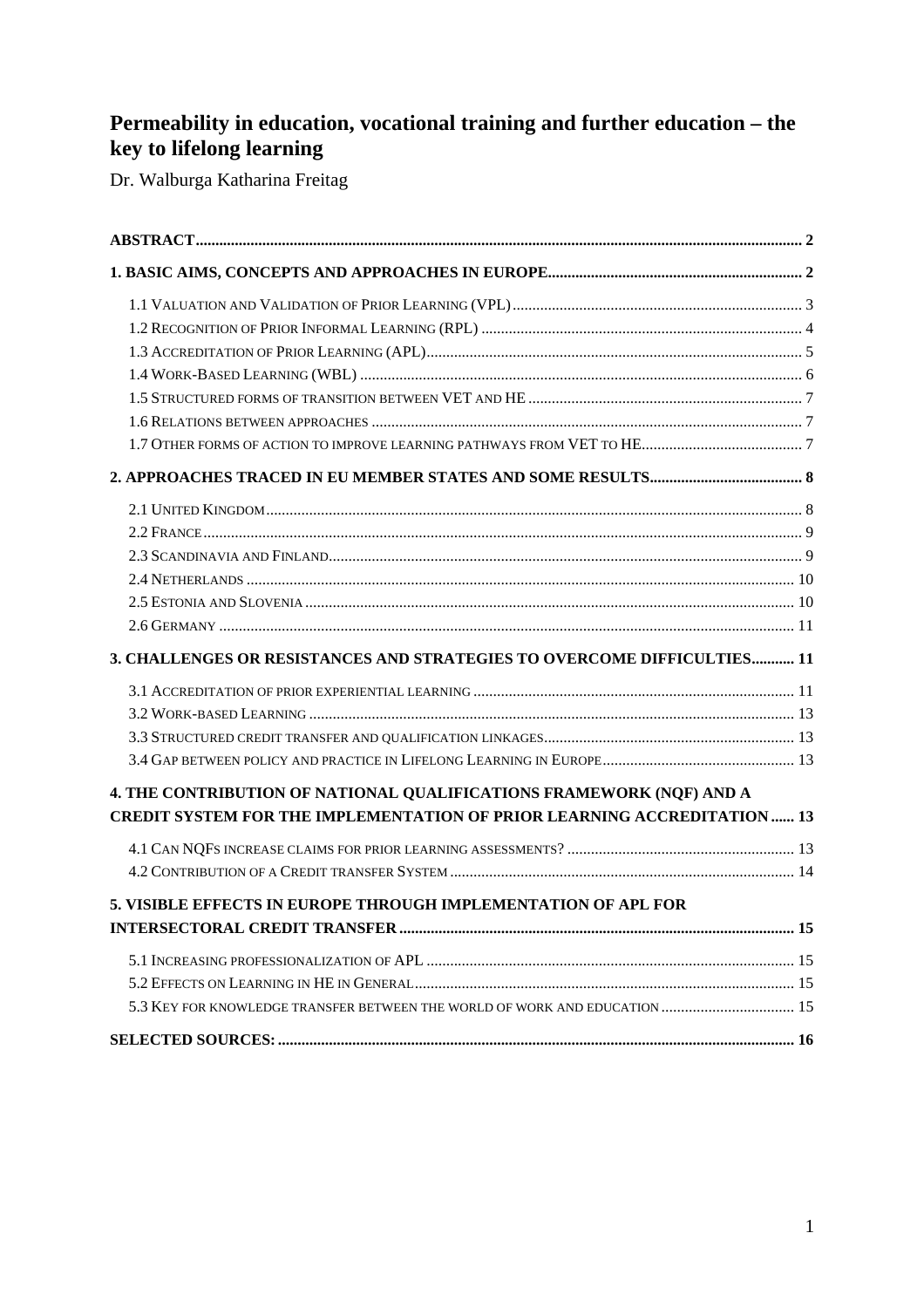# Permeability in education, vocational training and further education – the key to lifelong learning

Dr. Walburga Katharina Freitag

**ABSTRACT** ..... 2

**1. BASIC AIMS, CONCEPTS AND APPROACHES IN EUROPE** ..... 2

- 1.1 Valuation and Validation of Prior Learning (VPL) ..... 3
- 1.2 Recognition of Prior Informal Learning (RPL) ..... 4
- 1.3 Accreditation of Prior Learning (APL) ..... 5
- 1.4 Work-Based Learning (WBL) ..... 6
- 1.5 Structured forms of transition between VET and HE ..... 7
- 1.6 Relations between approaches ..... 7
- 1.7 Other forms of action to improve learning pathways from VET to HE ..... 7

**2. APPROACHES TRACED IN EU MEMBER STATES AND SOME RESULTS** ..... 8

- 2.1 United Kingdom ..... 8
- 2.2 France ..... 9
- 2.3 Scandinavia and Finland ..... 9
- 2.4 Netherlands ..... 10
- 2.5 Estonia and Slovenia ..... 10
- 2.6 Germany ..... 11

**3. CHALLENGES OR RESISTANCES AND STRATEGIES TO OVERCOME DIFFICULTIES** ..... 11

- 3.1 Accreditation of prior experiential learning ..... 11
- 3.2 Work-based Learning ..... 13
- 3.3 Structured credit transfer and qualification linkages ..... 13
- 3.4 Gap between policy and practice in Lifelong Learning in Europe ..... 13

**4. THE CONTRIBUTION OF NATIONAL QUALIFICATIONS FRAMEWORK (NQF) AND A CREDIT SYSTEM FOR THE IMPLEMENTATION OF PRIOR LEARNING ACCREDITATION** ..... 13

- 4.1 Can NQFs increase claims for prior learning assessments? ..... 13
- 4.2 Contribution of a Credit transfer System ..... 14

**5. VISIBLE EFFECTS IN EUROPE THROUGH IMPLEMENTATION OF APL FOR INTERSECTORAL CREDIT TRANSFER** ..... 15

- 5.1 Increasing professionalization of APL ..... 15
- 5.2 Effects on Learning in HE in General ..... 15
- 5.3 Key for knowledge transfer between the world of work and education ..... 15

**SELECTED SOURCES:** ..... 16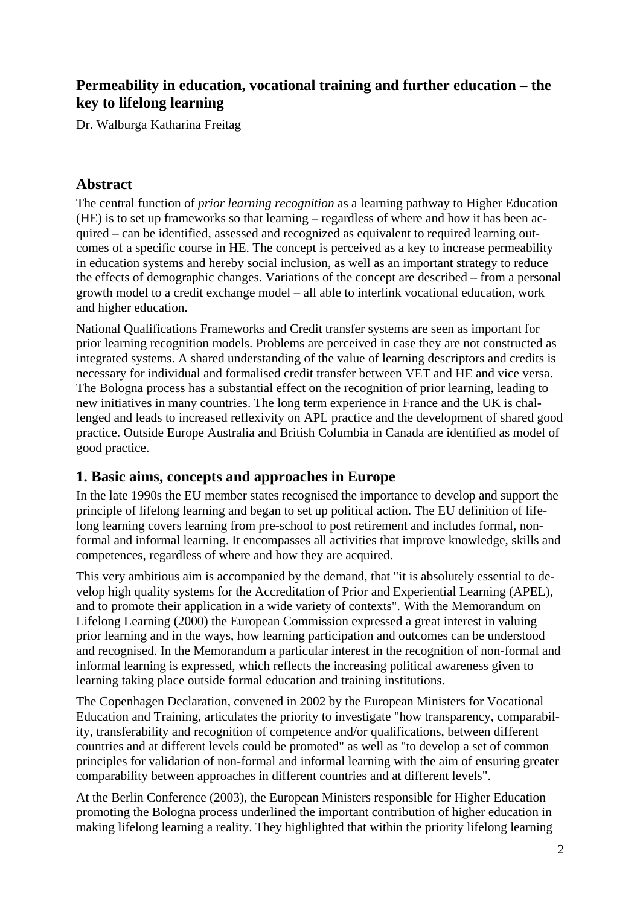## Permeability in education, vocational training and further education – the key to lifelong learning

Dr. Walburga Katharina Freitag

## Abstract

The central function of *prior learning recognition* as a learning pathway to Higher Education (HE) is to set up frameworks so that learning – regardless of where and how it has been acquired – can be identified, assessed and recognized as equivalent to required learning outcomes of a specific course in HE. The concept is perceived as a key to increase permeability in education systems and hereby social inclusion, as well as an important strategy to reduce the effects of demographic changes. Variations of the concept are described – from a personal growth model to a credit exchange model – all able to interlink vocational education, work and higher education.

National Qualifications Frameworks and Credit transfer systems are seen as important for prior learning recognition models. Problems are perceived in case they are not constructed as integrated systems. A shared understanding of the value of learning descriptors and credits is necessary for individual and formalised credit transfer between VET and HE and vice versa. The Bologna process has a substantial effect on the recognition of prior learning, leading to new initiatives in many countries. The long term experience in France and the UK is challenged and leads to increased reflexivity on APL practice and the development of shared good practice. Outside Europe Australia and British Columbia in Canada are identified as model of good practice.

## 1. Basic aims, concepts and approaches in Europe

In the late 1990s the EU member states recognised the importance to develop and support the principle of lifelong learning and began to set up political action. The EU definition of lifelong learning covers learning from pre-school to post retirement and includes formal, non-formal and informal learning. It encompasses all activities that improve knowledge, skills and competences, regardless of where and how they are acquired.

This very ambitious aim is accompanied by the demand, that "it is absolutely essential to develop high quality systems for the Accreditation of Prior and Experiential Learning (APEL), and to promote their application in a wide variety of contexts". With the Memorandum on Lifelong Learning (2000) the European Commission expressed a great interest in valuing prior learning and in the ways, how learning participation and outcomes can be understood and recognised. In the Memorandum a particular interest in the recognition of non-formal and informal learning is expressed, which reflects the increasing political awareness given to learning taking place outside formal education and training institutions.

The Copenhagen Declaration, convened in 2002 by the European Ministers for Vocational Education and Training, articulates the priority to investigate "how transparency, comparability, transferability and recognition of competence and/or qualifications, between different countries and at different levels could be promoted" as well as "to develop a set of common principles for validation of non-formal and informal learning with the aim of ensuring greater comparability between approaches in different countries and at different levels".

At the Berlin Conference (2003), the European Ministers responsible for Higher Education promoting the Bologna process underlined the important contribution of higher education in making lifelong learning a reality. They highlighted that within the priority lifelong learning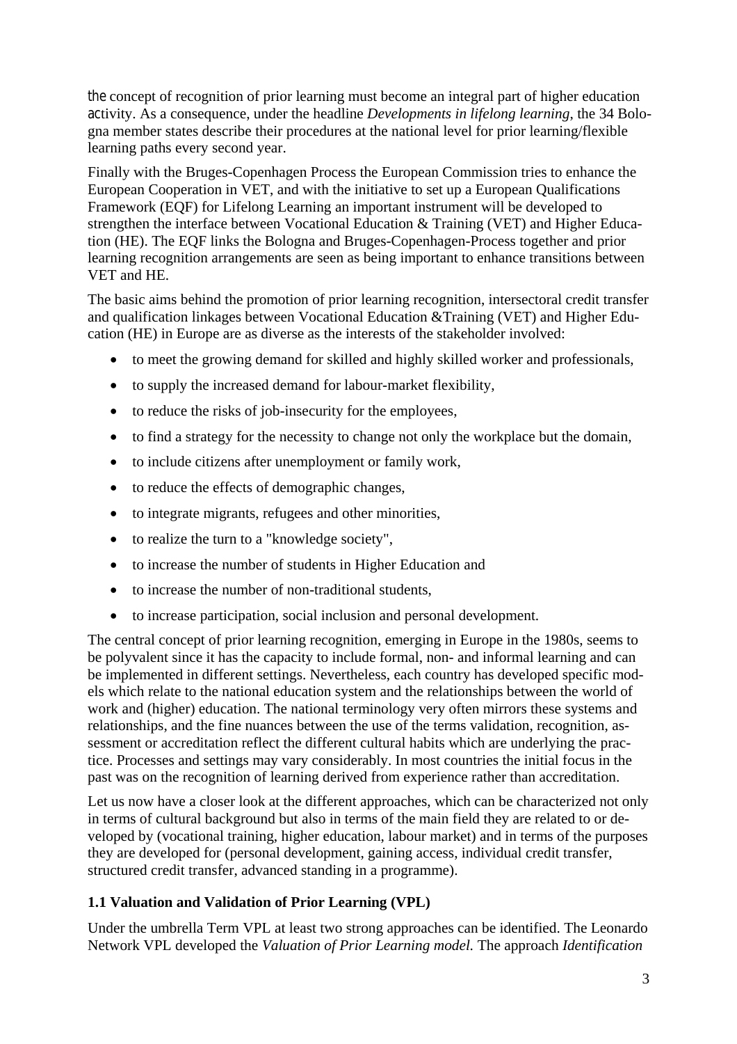the concept of recognition of prior learning must become an integral part of higher education activity. As a consequence, under the headline *Developments in lifelong learning*, the 34 Bologna member states describe their procedures at the national level for prior learning/flexible learning paths every second year.

Finally with the Bruges-Copenhagen Process the European Commission tries to enhance the European Cooperation in VET, and with the initiative to set up a European Qualifications Framework (EQF) for Lifelong Learning an important instrument will be developed to strengthen the interface between Vocational Education & Training (VET) and Higher Education (HE). The EQF links the Bologna and Bruges-Copenhagen-Process together and prior learning recognition arrangements are seen as being important to enhance transitions between VET and HE.

The basic aims behind the promotion of prior learning recognition, intersectoral credit transfer and qualification linkages between Vocational Education &Training (VET) and Higher Education (HE) in Europe are as diverse as the interests of the stakeholder involved:

- to meet the growing demand for skilled and highly skilled worker and professionals,
- to supply the increased demand for labour-market flexibility,
- to reduce the risks of job-insecurity for the employees,
- to find a strategy for the necessity to change not only the workplace but the domain,
- to include citizens after unemployment or family work,
- to reduce the effects of demographic changes,
- to integrate migrants, refugees and other minorities,
- to realize the turn to a "knowledge society",
- to increase the number of students in Higher Education and
- to increase the number of non-traditional students,
- to increase participation, social inclusion and personal development.

The central concept of prior learning recognition, emerging in Europe in the 1980s, seems to be polyvalent since it has the capacity to include formal, non- and informal learning and can be implemented in different settings. Nevertheless, each country has developed specific models which relate to the national education system and the relationships between the world of work and (higher) education. The national terminology very often mirrors these systems and relationships, and the fine nuances between the use of the terms validation, recognition, assessment or accreditation reflect the different cultural habits which are underlying the practice. Processes and settings may vary considerably. In most countries the initial focus in the past was on the recognition of learning derived from experience rather than accreditation.

Let us now have a closer look at the different approaches, which can be characterized not only in terms of cultural background but also in terms of the main field they are related to or developed by (vocational training, higher education, labour market) and in terms of the purposes they are developed for (personal development, gaining access, individual credit transfer, structured credit transfer, advanced standing in a programme).

### 1.1 Valuation and Validation of Prior Learning (VPL)

Under the umbrella Term VPL at least two strong approaches can be identified. The Leonardo Network VPL developed the *Valuation of Prior Learning model.* The approach *Identification*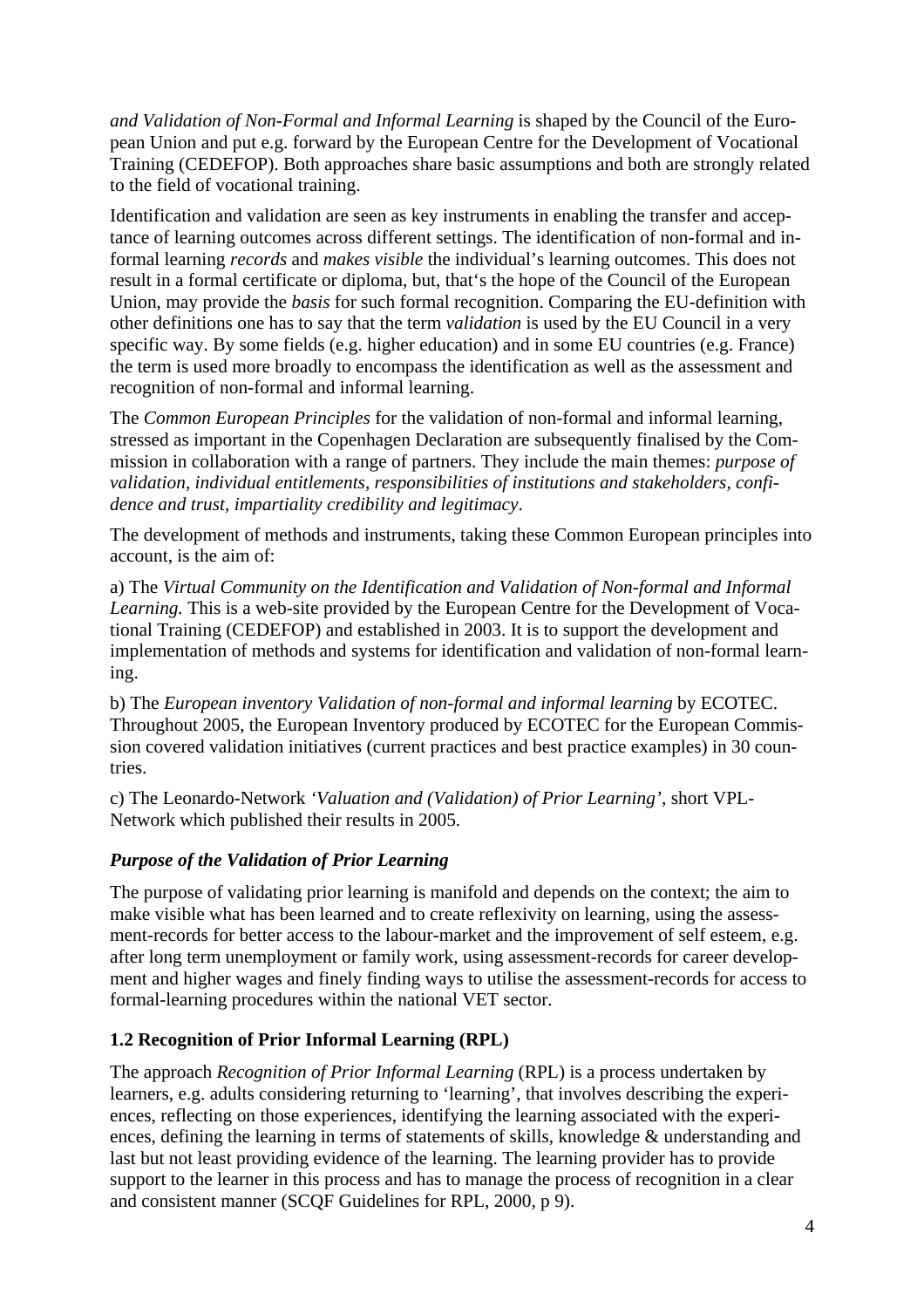*and Validation of Non-Formal and Informal Learning* is shaped by the Council of the European Union and put e.g. forward by the European Centre for the Development of Vocational Training (CEDEFOP). Both approaches share basic assumptions and both are strongly related to the field of vocational training.

Identification and validation are seen as key instruments in enabling the transfer and acceptance of learning outcomes across different settings. The identification of non-formal and informal learning *records* and *makes visible* the individual's learning outcomes. This does not result in a formal certificate or diploma, but, that's the hope of the Council of the European Union, may provide the *basis* for such formal recognition. Comparing the EU-definition with other definitions one has to say that the term *validation* is used by the EU Council in a very specific way. By some fields (e.g. higher education) and in some EU countries (e.g. France) the term is used more broadly to encompass the identification as well as the assessment and recognition of non-formal and informal learning.

The *Common European Principles* for the validation of non-formal and informal learning, stressed as important in the Copenhagen Declaration are subsequently finalised by the Commission in collaboration with a range of partners. They include the main themes: *purpose of validation, individual entitlements, responsibilities of institutions and stakeholders, confidence and trust, impartiality credibility and legitimacy*.

The development of methods and instruments, taking these Common European principles into account, is the aim of:

a) The *Virtual Community on the Identification and Validation of Non-formal and Informal Learning.* This is a web-site provided by the European Centre for the Development of Vocational Training (CEDEFOP) and established in 2003. It is to support the development and implementation of methods and systems for identification and validation of non-formal learning.

b) The *European inventory Validation of non-formal and informal learning* by ECOTEC. Throughout 2005, the European Inventory produced by ECOTEC for the European Commission covered validation initiatives (current practices and best practice examples) in 30 countries.

c) The Leonardo-Network *'Valuation and (Validation) of Prior Learning'*, short VPL-Network which published their results in 2005.

### *Purpose of the Validation of Prior Learning*

The purpose of validating prior learning is manifold and depends on the context; the aim to make visible what has been learned and to create reflexivity on learning, using the assessment-records for better access to the labour-market and the improvement of self esteem, e.g. after long term unemployment or family work, using assessment-records for career development and higher wages and finely finding ways to utilise the assessment-records for access to formal-learning procedures within the national VET sector.

## 1.2 Recognition of Prior Informal Learning (RPL)

The approach *Recognition of Prior Informal Learning* (RPL) is a process undertaken by learners, e.g. adults considering returning to 'learning', that involves describing the experiences, reflecting on those experiences, identifying the learning associated with the experiences, defining the learning in terms of statements of skills, knowledge & understanding and last but not least providing evidence of the learning. The learning provider has to provide support to the learner in this process and has to manage the process of recognition in a clear and consistent manner (SCQF Guidelines for RPL, 2000, p 9).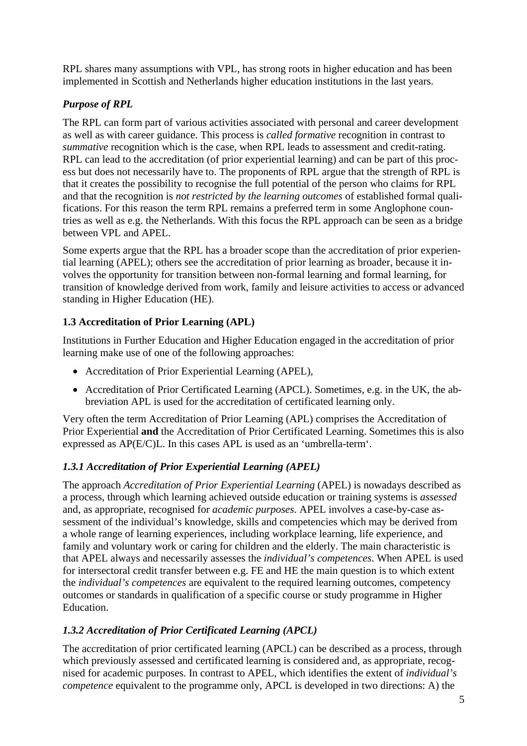RPL shares many assumptions with VPL, has strong roots in higher education and has been implemented in Scottish and Netherlands higher education institutions in the last years.

### *Purpose of RPL*

The RPL can form part of various activities associated with personal and career development as well as with career guidance. This process is *called formative* recognition in contrast to *summative* recognition which is the case, when RPL leads to assessment and credit-rating. RPL can lead to the accreditation (of prior experiential learning) and can be part of this process but does not necessarily have to. The proponents of RPL argue that the strength of RPL is that it creates the possibility to recognise the full potential of the person who claims for RPL and that the recognition is *not restricted by the learning outcomes* of established formal qualifications. For this reason the term RPL remains a preferred term in some Anglophone countries as well as e.g. the Netherlands. With this focus the RPL approach can be seen as a bridge between VPL and APEL.

Some experts argue that the RPL has a broader scope than the accreditation of prior experiential learning (APEL); others see the accreditation of prior learning as broader, because it involves the opportunity for transition between non-formal learning and formal learning, for transition of knowledge derived from work, family and leisure activities to access or advanced standing in Higher Education (HE).

## 1.3 Accreditation of Prior Learning (APL)

Institutions in Further Education and Higher Education engaged in the accreditation of prior learning make use of one of the following approaches:

- Accreditation of Prior Experiential Learning (APEL),
- Accreditation of Prior Certificated Learning (APCL). Sometimes, e.g. in the UK, the abbreviation APL is used for the accreditation of certificated learning only.

Very often the term Accreditation of Prior Learning (APL) comprises the Accreditation of Prior Experiential **and** the Accreditation of Prior Certificated Learning. Sometimes this is also expressed as AP(E/C)L. In this cases APL is used as an 'umbrella-term'.

### *1.3.1 Accreditation of Prior Experiential Learning (APEL)*

The approach *Accreditation of Prior Experiential Learning* (APEL) is nowadays described as a process, through which learning achieved outside education or training systems is *assessed* and, as appropriate, recognised for *academic purposes*. APEL involves a case-by-case assessment of the individual's knowledge, skills and competencies which may be derived from a whole range of learning experiences, including workplace learning, life experience, and family and voluntary work or caring for children and the elderly. The main characteristic is that APEL always and necessarily assesses the *individual's competences*. When APEL is used for intersectoral credit transfer between e.g. FE and HE the main question is to which extent the *individual's competences* are equivalent to the required learning outcomes, competency outcomes or standards in qualification of a specific course or study programme in Higher Education.

### *1.3.2 Accreditation of Prior Certificated Learning (APCL)*

The accreditation of prior certificated learning (APCL) can be described as a process, through which previously assessed and certificated learning is considered and, as appropriate, recognised for academic purposes. In contrast to APEL, which identifies the extent of *individual's competence* equivalent to the programme only, APCL is developed in two directions: A) the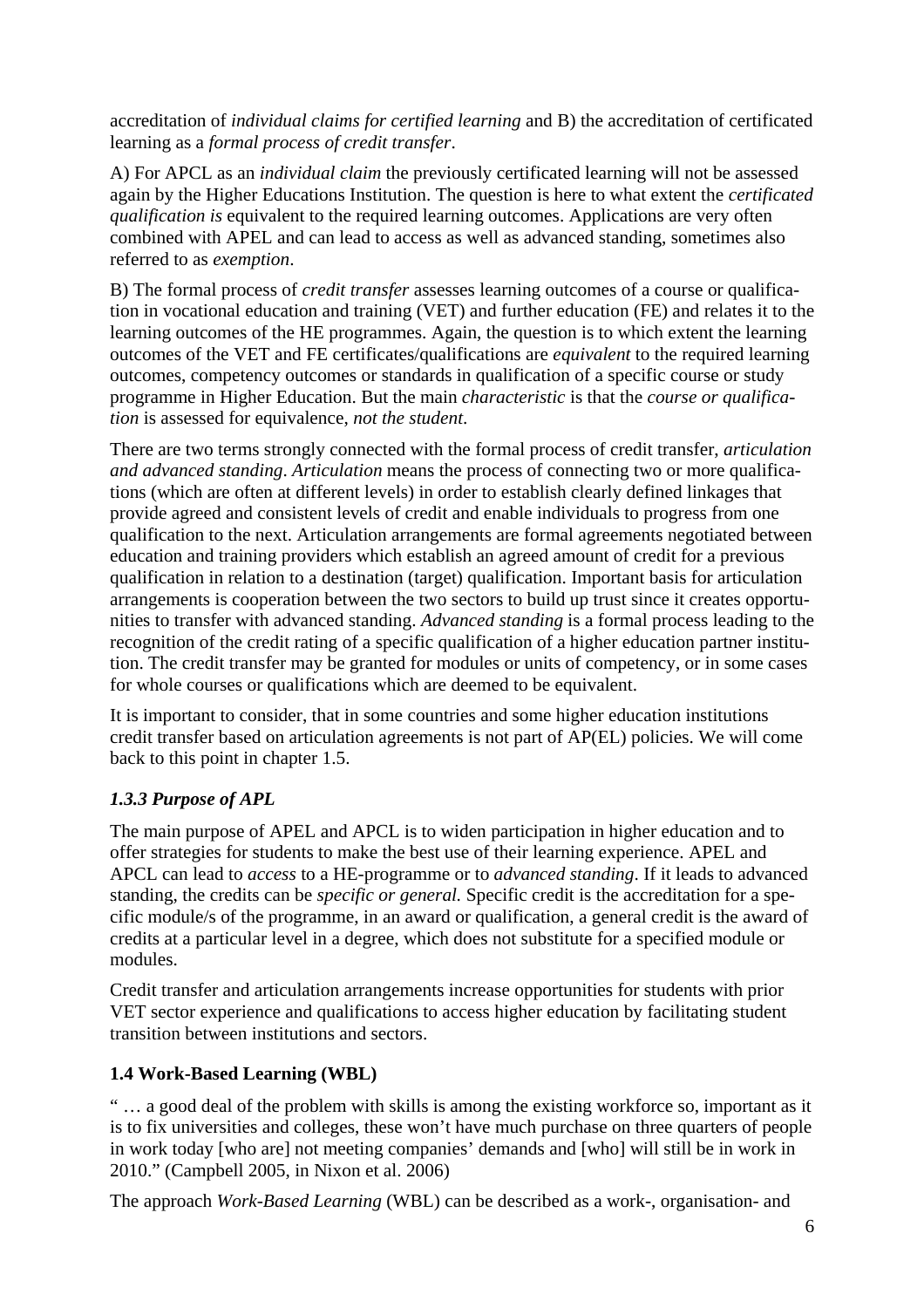accreditation of *individual claims for certified learning* and B) the accreditation of certificated learning as a *formal process of credit transfer*.

A) For APCL as an *individual claim* the previously certificated learning will not be assessed again by the Higher Educations Institution. The question is here to what extent the *certificated qualification is* equivalent to the required learning outcomes. Applications are very often combined with APEL and can lead to access as well as advanced standing, sometimes also referred to as *exemption*.

B) The formal process of *credit transfer* assesses learning outcomes of a course or qualification in vocational education and training (VET) and further education (FE) and relates it to the learning outcomes of the HE programmes. Again, the question is to which extent the learning outcomes of the VET and FE certificates/qualifications are *equivalent* to the required learning outcomes, competency outcomes or standards in qualification of a specific course or study programme in Higher Education. But the main *characteristic* is that the *course or qualification* is assessed for equivalence, *not the student*.

There are two terms strongly connected with the formal process of credit transfer, *articulation and advanced standing*. *Articulation* means the process of connecting two or more qualifications (which are often at different levels) in order to establish clearly defined linkages that provide agreed and consistent levels of credit and enable individuals to progress from one qualification to the next. Articulation arrangements are formal agreements negotiated between education and training providers which establish an agreed amount of credit for a previous qualification in relation to a destination (target) qualification. Important basis for articulation arrangements is cooperation between the two sectors to build up trust since it creates opportunities to transfer with advanced standing. *Advanced standing* is a formal process leading to the recognition of the credit rating of a specific qualification of a higher education partner institution. The credit transfer may be granted for modules or units of competency, or in some cases for whole courses or qualifications which are deemed to be equivalent.

It is important to consider, that in some countries and some higher education institutions credit transfer based on articulation agreements is not part of AP(EL) policies. We will come back to this point in chapter 1.5.

### *1.3.3 Purpose of APL*

The main purpose of APEL and APCL is to widen participation in higher education and to offer strategies for students to make the best use of their learning experience. APEL and APCL can lead to *access* to a HE-programme or to *advanced standing*. If it leads to advanced standing, the credits can be *specific or general.* Specific credit is the accreditation for a specific module/s of the programme, in an award or qualification, a general credit is the award of credits at a particular level in a degree, which does not substitute for a specified module or modules.

Credit transfer and articulation arrangements increase opportunities for students with prior VET sector experience and qualifications to access higher education by facilitating student transition between institutions and sectors.

## **1.4 Work-Based Learning (WBL)**

" … a good deal of the problem with skills is among the existing workforce so, important as it is to fix universities and colleges, these won't have much purchase on three quarters of people in work today [who are] not meeting companies' demands and [who] will still be in work in 2010." (Campbell 2005, in Nixon et al. 2006)

The approach *Work-Based Learning* (WBL) can be described as a work-, organisation- and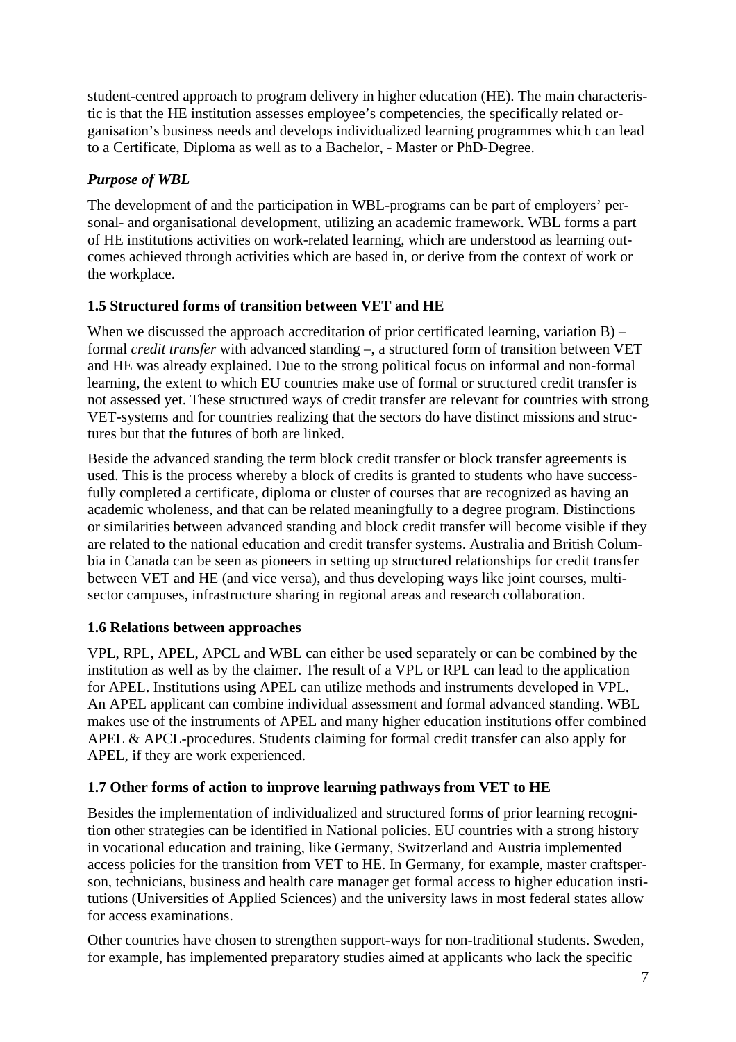student-centred approach to program delivery in higher education (HE). The main characteristic is that the HE institution assesses employee's competencies, the specifically related organisation's business needs and develops individualized learning programmes which can lead to a Certificate, Diploma as well as to a Bachelor, - Master or PhD-Degree.

### *Purpose of WBL*

The development of and the participation in WBL-programs can be part of employers' personal- and organisational development, utilizing an academic framework. WBL forms a part of HE institutions activities on work-related learning, which are understood as learning outcomes achieved through activities which are based in, or derive from the context of work or the workplace.

### 1.5 Structured forms of transition between VET and HE

When we discussed the approach accreditation of prior certificated learning, variation B) – formal *credit transfer* with advanced standing –, a structured form of transition between VET and HE was already explained. Due to the strong political focus on informal and non-formal learning, the extent to which EU countries make use of formal or structured credit transfer is not assessed yet. These structured ways of credit transfer are relevant for countries with strong VET-systems and for countries realizing that the sectors do have distinct missions and structures but that the futures of both are linked.

Beside the advanced standing the term block credit transfer or block transfer agreements is used. This is the process whereby a block of credits is granted to students who have successfully completed a certificate, diploma or cluster of courses that are recognized as having an academic wholeness, and that can be related meaningfully to a degree program. Distinctions or similarities between advanced standing and block credit transfer will become visible if they are related to the national education and credit transfer systems. Australia and British Columbia in Canada can be seen as pioneers in setting up structured relationships for credit transfer between VET and HE (and vice versa), and thus developing ways like joint courses, multi-sector campuses, infrastructure sharing in regional areas and research collaboration.

### 1.6 Relations between approaches

VPL, RPL, APEL, APCL and WBL can either be used separately or can be combined by the institution as well as by the claimer. The result of a VPL or RPL can lead to the application for APEL. Institutions using APEL can utilize methods and instruments developed in VPL. An APEL applicant can combine individual assessment and formal advanced standing. WBL makes use of the instruments of APEL and many higher education institutions offer combined APEL & APCL-procedures. Students claiming for formal credit transfer can also apply for APEL, if they are work experienced.

### 1.7 Other forms of action to improve learning pathways from VET to HE

Besides the implementation of individualized and structured forms of prior learning recognition other strategies can be identified in National policies. EU countries with a strong history in vocational education and training, like Germany, Switzerland and Austria implemented access policies for the transition from VET to HE. In Germany, for example, master craftsperson, technicians, business and health care manager get formal access to higher education institutions (Universities of Applied Sciences) and the university laws in most federal states allow for access examinations.

Other countries have chosen to strengthen support-ways for non-traditional students. Sweden, for example, has implemented preparatory studies aimed at applicants who lack the specific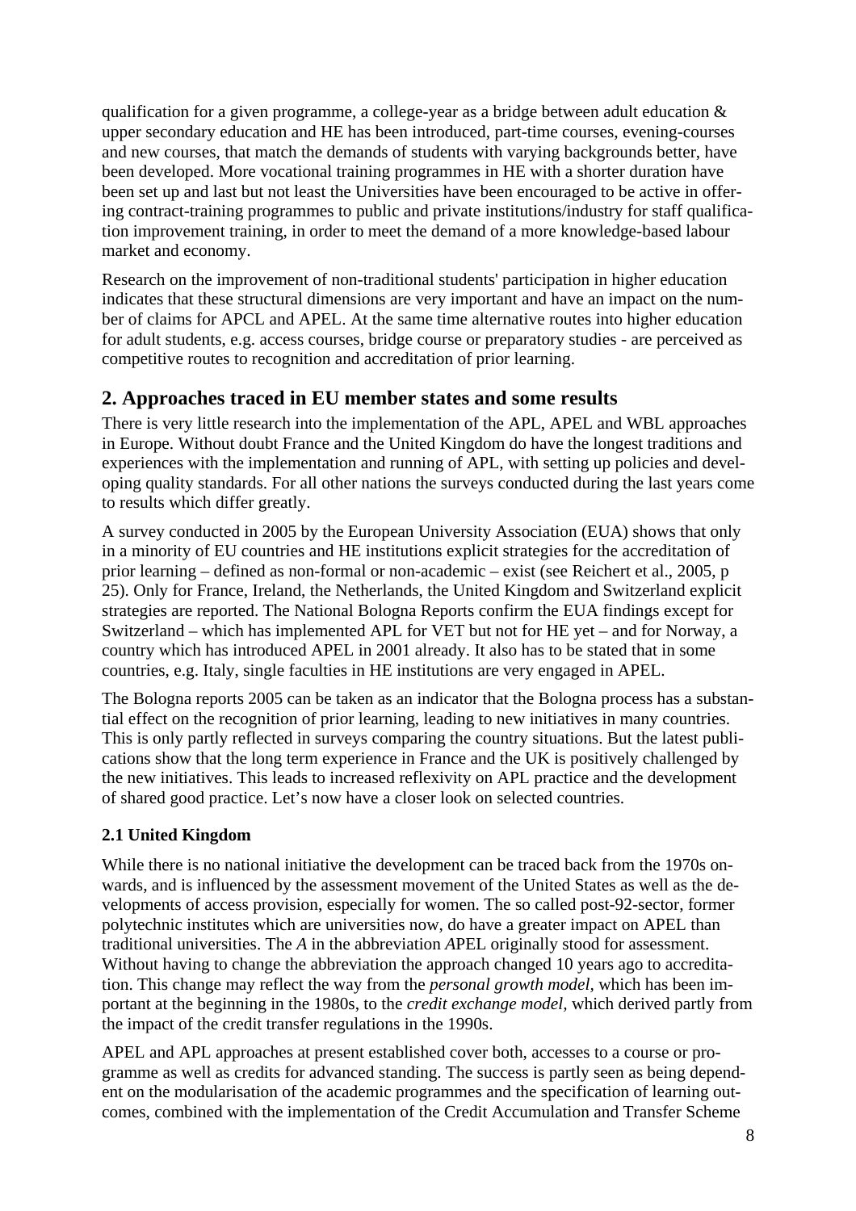qualification for a given programme, a college-year as a bridge between adult education & upper secondary education and HE has been introduced, part-time courses, evening-courses and new courses, that match the demands of students with varying backgrounds better, have been developed. More vocational training programmes in HE with a shorter duration have been set up and last but not least the Universities have been encouraged to be active in offering contract-training programmes to public and private institutions/industry for staff qualification improvement training, in order to meet the demand of a more knowledge-based labour market and economy.

Research on the improvement of non-traditional students' participation in higher education indicates that these structural dimensions are very important and have an impact on the number of claims for APCL and APEL. At the same time alternative routes into higher education for adult students, e.g. access courses, bridge course or preparatory studies - are perceived as competitive routes to recognition and accreditation of prior learning.

## 2. Approaches traced in EU member states and some results

There is very little research into the implementation of the APL, APEL and WBL approaches in Europe. Without doubt France and the United Kingdom do have the longest traditions and experiences with the implementation and running of APL, with setting up policies and developing quality standards. For all other nations the surveys conducted during the last years come to results which differ greatly.

A survey conducted in 2005 by the European University Association (EUA) shows that only in a minority of EU countries and HE institutions explicit strategies for the accreditation of prior learning – defined as non-formal or non-academic – exist (see Reichert et al., 2005, p 25). Only for France, Ireland, the Netherlands, the United Kingdom and Switzerland explicit strategies are reported. The National Bologna Reports confirm the EUA findings except for Switzerland – which has implemented APL for VET but not for HE yet – and for Norway, a country which has introduced APEL in 2001 already. It also has to be stated that in some countries, e.g. Italy, single faculties in HE institutions are very engaged in APEL.

The Bologna reports 2005 can be taken as an indicator that the Bologna process has a substantial effect on the recognition of prior learning, leading to new initiatives in many countries. This is only partly reflected in surveys comparing the country situations. But the latest publications show that the long term experience in France and the UK is positively challenged by the new initiatives. This leads to increased reflexivity on APL practice and the development of shared good practice. Let's now have a closer look on selected countries.

### 2.1 United Kingdom

While there is no national initiative the development can be traced back from the 1970s onwards, and is influenced by the assessment movement of the United States as well as the developments of access provision, especially for women. The so called post-92-sector, former polytechnic institutes which are universities now, do have a greater impact on APEL than traditional universities. The *A* in the abbreviation *A*PEL originally stood for assessment. Without having to change the abbreviation the approach changed 10 years ago to accreditation. This change may reflect the way from the *personal growth model,* which has been important at the beginning in the 1980s, to the *credit exchange model,* which derived partly from the impact of the credit transfer regulations in the 1990s.

APEL and APL approaches at present established cover both, accesses to a course or programme as well as credits for advanced standing. The success is partly seen as being dependent on the modularisation of the academic programmes and the specification of learning outcomes, combined with the implementation of the Credit Accumulation and Transfer Scheme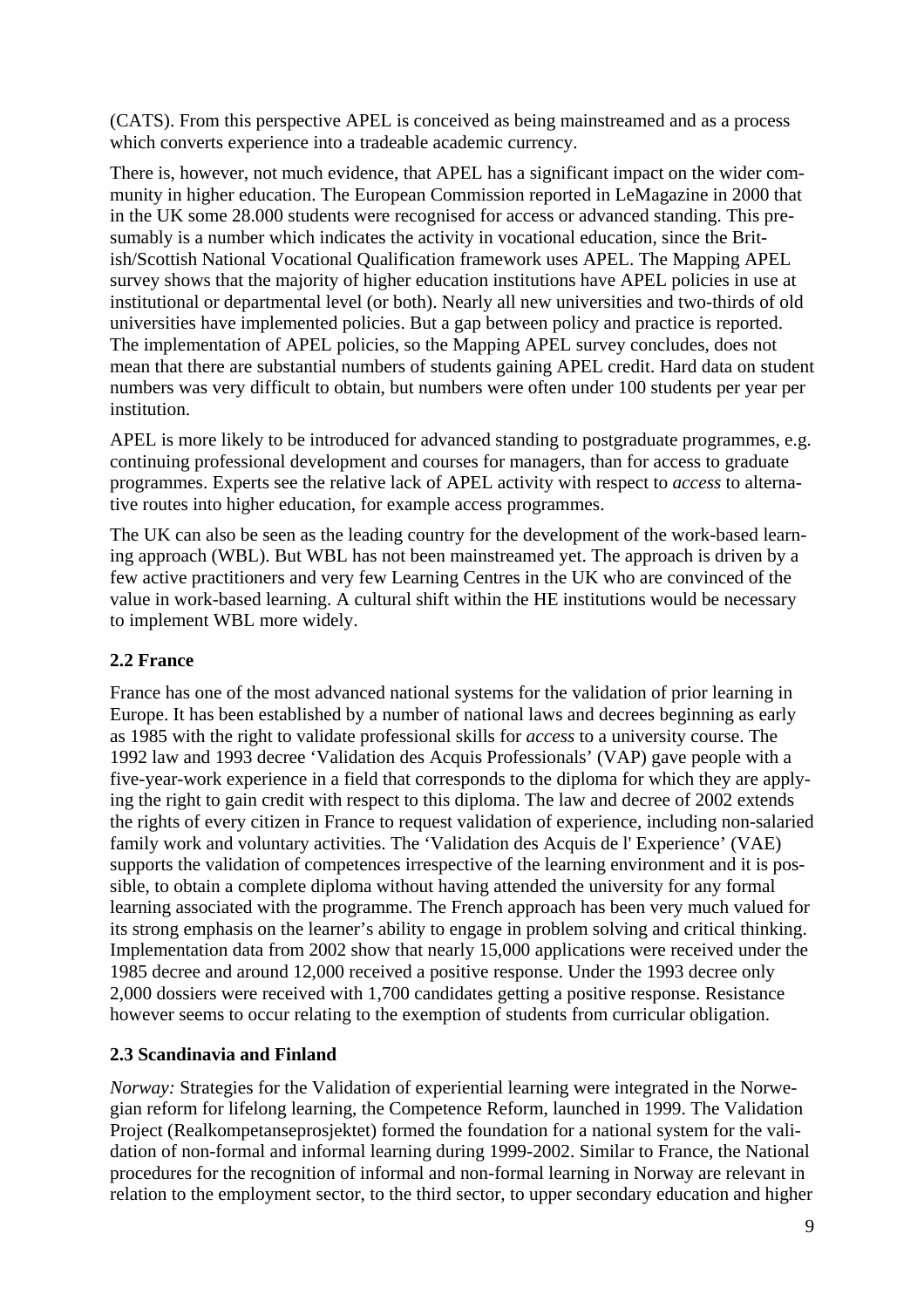(CATS). From this perspective APEL is conceived as being mainstreamed and as a process which converts experience into a tradeable academic currency.

There is, however, not much evidence, that APEL has a significant impact on the wider community in higher education. The European Commission reported in LeMagazine in 2000 that in the UK some 28.000 students were recognised for access or advanced standing. This presumably is a number which indicates the activity in vocational education, since the British/Scottish National Vocational Qualification framework uses APEL. The Mapping APEL survey shows that the majority of higher education institutions have APEL policies in use at institutional or departmental level (or both). Nearly all new universities and two-thirds of old universities have implemented policies. But a gap between policy and practice is reported. The implementation of APEL policies, so the Mapping APEL survey concludes, does not mean that there are substantial numbers of students gaining APEL credit. Hard data on student numbers was very difficult to obtain, but numbers were often under 100 students per year per institution.

APEL is more likely to be introduced for advanced standing to postgraduate programmes, e.g. continuing professional development and courses for managers, than for access to graduate programmes. Experts see the relative lack of APEL activity with respect to *access* to alternative routes into higher education, for example access programmes.

The UK can also be seen as the leading country for the development of the work-based learning approach (WBL). But WBL has not been mainstreamed yet. The approach is driven by a few active practitioners and very few Learning Centres in the UK who are convinced of the value in work-based learning. A cultural shift within the HE institutions would be necessary to implement WBL more widely.

### 2.2 France

France has one of the most advanced national systems for the validation of prior learning in Europe. It has been established by a number of national laws and decrees beginning as early as 1985 with the right to validate professional skills for *access* to a university course. The 1992 law and 1993 decree 'Validation des Acquis Professionals' (VAP) gave people with a five-year-work experience in a field that corresponds to the diploma for which they are applying the right to gain credit with respect to this diploma. The law and decree of 2002 extends the rights of every citizen in France to request validation of experience, including non-salaried family work and voluntary activities. The 'Validation des Acquis de l' Experience' (VAE) supports the validation of competences irrespective of the learning environment and it is possible, to obtain a complete diploma without having attended the university for any formal learning associated with the programme. The French approach has been very much valued for its strong emphasis on the learner's ability to engage in problem solving and critical thinking. Implementation data from 2002 show that nearly 15,000 applications were received under the 1985 decree and around 12,000 received a positive response. Under the 1993 decree only 2,000 dossiers were received with 1,700 candidates getting a positive response. Resistance however seems to occur relating to the exemption of students from curricular obligation.

### 2.3 Scandinavia and Finland

*Norway:* Strategies for the Validation of experiential learning were integrated in the Norwegian reform for lifelong learning, the Competence Reform, launched in 1999. The Validation Project (Realkompetanseprosjektet) formed the foundation for a national system for the validation of non-formal and informal learning during 1999-2002. Similar to France, the National procedures for the recognition of informal and non-formal learning in Norway are relevant in relation to the employment sector, to the third sector, to upper secondary education and higher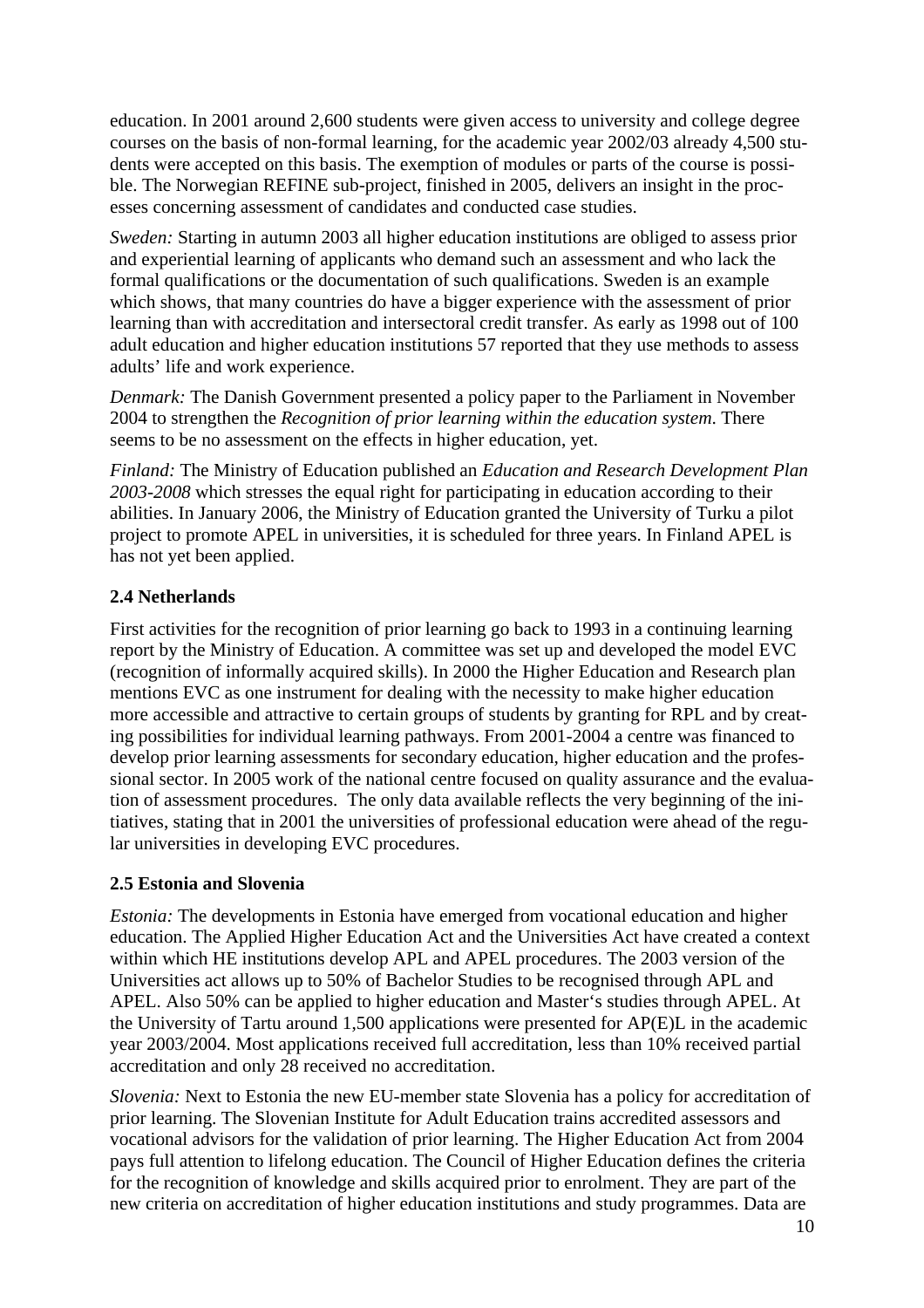education. In 2001 around 2,600 students were given access to university and college degree courses on the basis of non-formal learning, for the academic year 2002/03 already 4,500 students were accepted on this basis. The exemption of modules or parts of the course is possible. The Norwegian REFINE sub-project, finished in 2005, delivers an insight in the processes concerning assessment of candidates and conducted case studies.

*Sweden:* Starting in autumn 2003 all higher education institutions are obliged to assess prior and experiential learning of applicants who demand such an assessment and who lack the formal qualifications or the documentation of such qualifications. Sweden is an example which shows, that many countries do have a bigger experience with the assessment of prior learning than with accreditation and intersectoral credit transfer. As early as 1998 out of 100 adult education and higher education institutions 57 reported that they use methods to assess adults' life and work experience.

*Denmark:* The Danish Government presented a policy paper to the Parliament in November 2004 to strengthen the *Recognition of prior learning within the education system*. There seems to be no assessment on the effects in higher education, yet.

*Finland:* The Ministry of Education published an *Education and Research Development Plan 2003-2008* which stresses the equal right for participating in education according to their abilities. In January 2006, the Ministry of Education granted the University of Turku a pilot project to promote APEL in universities, it is scheduled for three years. In Finland APEL is has not yet been applied.

### 2.4 Netherlands

First activities for the recognition of prior learning go back to 1993 in a continuing learning report by the Ministry of Education. A committee was set up and developed the model EVC (recognition of informally acquired skills). In 2000 the Higher Education and Research plan mentions EVC as one instrument for dealing with the necessity to make higher education more accessible and attractive to certain groups of students by granting for RPL and by creating possibilities for individual learning pathways. From 2001-2004 a centre was financed to develop prior learning assessments for secondary education, higher education and the professional sector. In 2005 work of the national centre focused on quality assurance and the evaluation of assessment procedures. The only data available reflects the very beginning of the initiatives, stating that in 2001 the universities of professional education were ahead of the regular universities in developing EVC procedures.

### 2.5 Estonia and Slovenia

*Estonia:* The developments in Estonia have emerged from vocational education and higher education. The Applied Higher Education Act and the Universities Act have created a context within which HE institutions develop APL and APEL procedures. The 2003 version of the Universities act allows up to 50% of Bachelor Studies to be recognised through APL and APEL. Also 50% can be applied to higher education and Master's studies through APEL. At the University of Tartu around 1,500 applications were presented for AP(E)L in the academic year 2003/2004. Most applications received full accreditation, less than 10% received partial accreditation and only 28 received no accreditation.

*Slovenia:* Next to Estonia the new EU-member state Slovenia has a policy for accreditation of prior learning. The Slovenian Institute for Adult Education trains accredited assessors and vocational advisors for the validation of prior learning. The Higher Education Act from 2004 pays full attention to lifelong education. The Council of Higher Education defines the criteria for the recognition of knowledge and skills acquired prior to enrolment. They are part of the new criteria on accreditation of higher education institutions and study programmes. Data are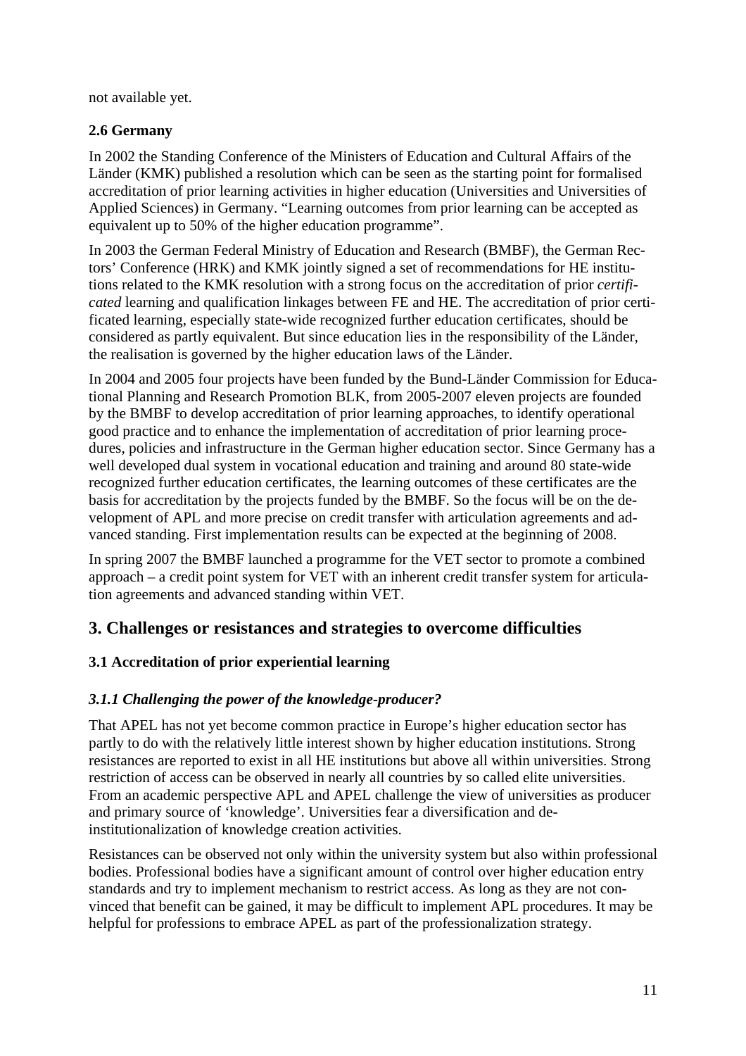not available yet.

### 2.6 Germany

In 2002 the Standing Conference of the Ministers of Education and Cultural Affairs of the Länder (KMK) published a resolution which can be seen as the starting point for formalised accreditation of prior learning activities in higher education (Universities and Universities of Applied Sciences) in Germany. "Learning outcomes from prior learning can be accepted as equivalent up to 50% of the higher education programme".

In 2003 the German Federal Ministry of Education and Research (BMBF), the German Rectors' Conference (HRK) and KMK jointly signed a set of recommendations for HE institutions related to the KMK resolution with a strong focus on the accreditation of prior *certificated* learning and qualification linkages between FE and HE. The accreditation of prior certificated learning, especially state-wide recognized further education certificates, should be considered as partly equivalent. But since education lies in the responsibility of the Länder, the realisation is governed by the higher education laws of the Länder.

In 2004 and 2005 four projects have been funded by the Bund-Länder Commission for Educational Planning and Research Promotion BLK, from 2005-2007 eleven projects are founded by the BMBF to develop accreditation of prior learning approaches, to identify operational good practice and to enhance the implementation of accreditation of prior learning procedures, policies and infrastructure in the German higher education sector. Since Germany has a well developed dual system in vocational education and training and around 80 state-wide recognized further education certificates, the learning outcomes of these certificates are the basis for accreditation by the projects funded by the BMBF. So the focus will be on the development of APL and more precise on credit transfer with articulation agreements and advanced standing. First implementation results can be expected at the beginning of 2008.

In spring 2007 the BMBF launched a programme for the VET sector to promote a combined approach – a credit point system for VET with an inherent credit transfer system for articulation agreements and advanced standing within VET.

## 3. Challenges or resistances and strategies to overcome difficulties

### 3.1 Accreditation of prior experiential learning

#### *3.1.1 Challenging the power of the knowledge-producer?*

That APEL has not yet become common practice in Europe's higher education sector has partly to do with the relatively little interest shown by higher education institutions. Strong resistances are reported to exist in all HE institutions but above all within universities. Strong restriction of access can be observed in nearly all countries by so called elite universities. From an academic perspective APL and APEL challenge the view of universities as producer and primary source of 'knowledge'. Universities fear a diversification and de-institutionalization of knowledge creation activities.

Resistances can be observed not only within the university system but also within professional bodies. Professional bodies have a significant amount of control over higher education entry standards and try to implement mechanism to restrict access. As long as they are not convinced that benefit can be gained, it may be difficult to implement APL procedures. It may be helpful for professions to embrace APEL as part of the professionalization strategy.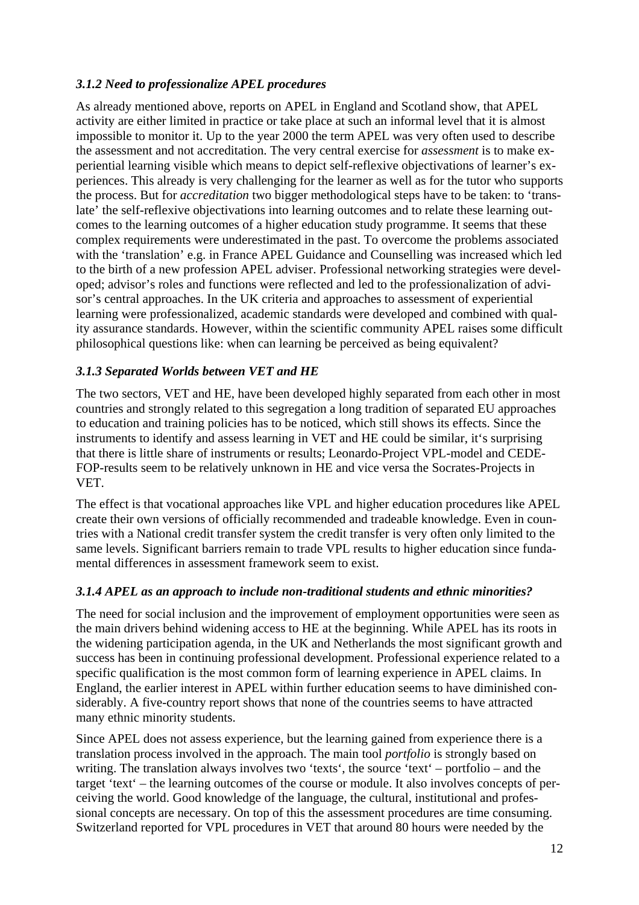### *3.1.2 Need to professionalize APEL procedures*

As already mentioned above, reports on APEL in England and Scotland show, that APEL activity are either limited in practice or take place at such an informal level that it is almost impossible to monitor it. Up to the year 2000 the term APEL was very often used to describe the assessment and not accreditation. The very central exercise for *assessment* is to make experiential learning visible which means to depict self-reflexive objectivations of learner's experiences. This already is very challenging for the learner as well as for the tutor who supports the process. But for *accreditation* two bigger methodological steps have to be taken: to 'translate' the self-reflexive objectivations into learning outcomes and to relate these learning outcomes to the learning outcomes of a higher education study programme. It seems that these complex requirements were underestimated in the past. To overcome the problems associated with the 'translation' e.g. in France APEL Guidance and Counselling was increased which led to the birth of a new profession APEL adviser. Professional networking strategies were developed; advisor's roles and functions were reflected and led to the professionalization of advisor's central approaches. In the UK criteria and approaches to assessment of experiential learning were professionalized, academic standards were developed and combined with quality assurance standards. However, within the scientific community APEL raises some difficult philosophical questions like: when can learning be perceived as being equivalent?

### *3.1.3 Separated Worlds between VET and HE*

The two sectors, VET and HE, have been developed highly separated from each other in most countries and strongly related to this segregation a long tradition of separated EU approaches to education and training policies has to be noticed, which still shows its effects. Since the instruments to identify and assess learning in VET and HE could be similar, it's surprising that there is little share of instruments or results; Leonardo-Project VPL-model and CEDEFOP-results seem to be relatively unknown in HE and vice versa the Socrates-Projects in VET.

The effect is that vocational approaches like VPL and higher education procedures like APEL create their own versions of officially recommended and tradeable knowledge. Even in countries with a National credit transfer system the credit transfer is very often only limited to the same levels. Significant barriers remain to trade VPL results to higher education since fundamental differences in assessment framework seem to exist.

### *3.1.4 APEL as an approach to include non-traditional students and ethnic minorities?*

The need for social inclusion and the improvement of employment opportunities were seen as the main drivers behind widening access to HE at the beginning. While APEL has its roots in the widening participation agenda, in the UK and Netherlands the most significant growth and success has been in continuing professional development. Professional experience related to a specific qualification is the most common form of learning experience in APEL claims. In England, the earlier interest in APEL within further education seems to have diminished considerably. A five-country report shows that none of the countries seems to have attracted many ethnic minority students.

Since APEL does not assess experience, but the learning gained from experience there is a translation process involved in the approach. The main tool *portfolio* is strongly based on writing. The translation always involves two 'texts', the source 'text' – portfolio – and the target 'text' – the learning outcomes of the course or module. It also involves concepts of perceiving the world. Good knowledge of the language, the cultural, institutional and professional concepts are necessary. On top of this the assessment procedures are time consuming. Switzerland reported for VPL procedures in VET that around 80 hours were needed by the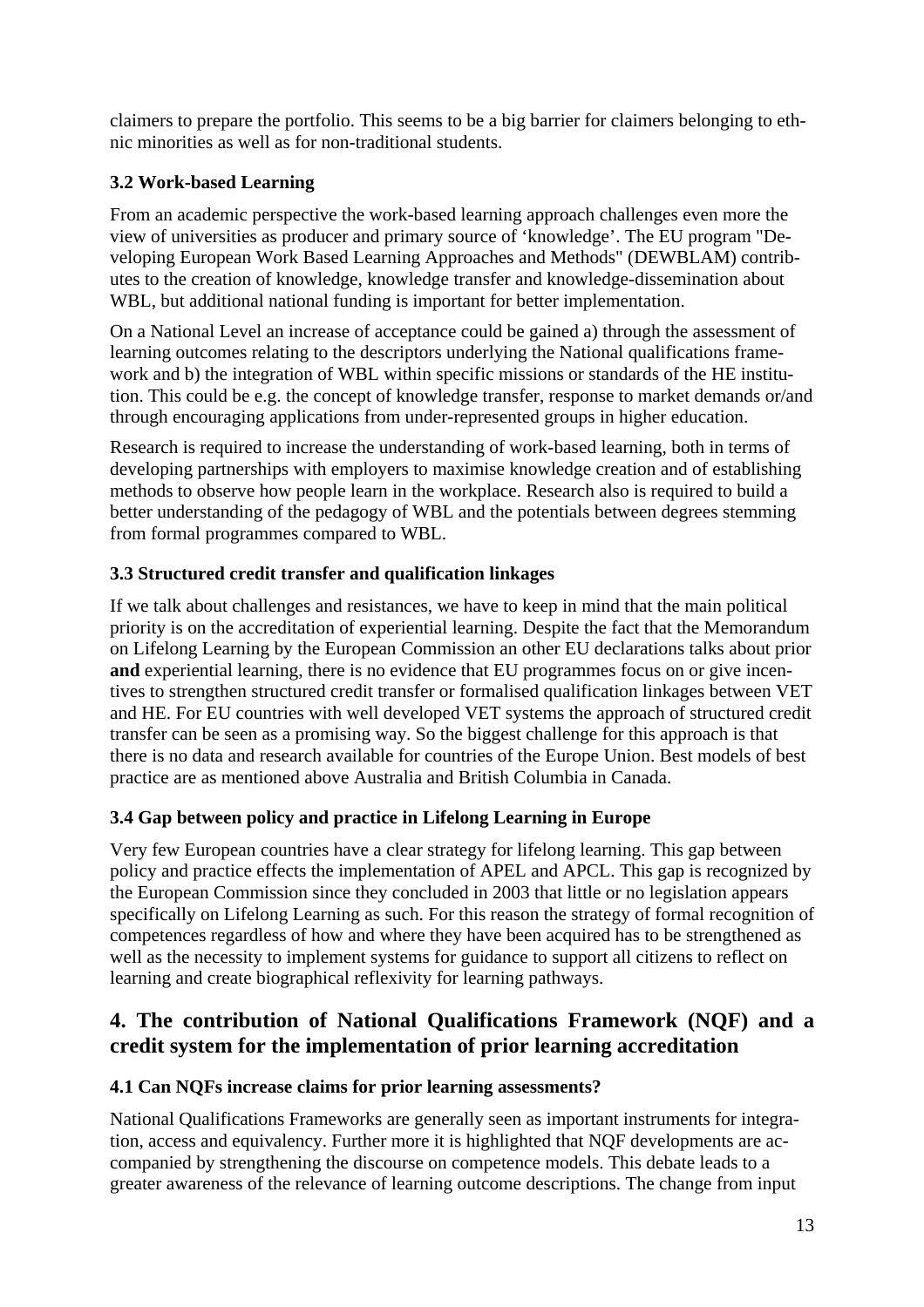claimers to prepare the portfolio. This seems to be a big barrier for claimers belonging to ethnic minorities as well as for non-traditional students.

### 3.2 Work-based Learning

From an academic perspective the work-based learning approach challenges even more the view of universities as producer and primary source of 'knowledge'. The EU program "Developing European Work Based Learning Approaches and Methods" (DEWBLAM) contributes to the creation of knowledge, knowledge transfer and knowledge-dissemination about WBL, but additional national funding is important for better implementation.

On a National Level an increase of acceptance could be gained a) through the assessment of learning outcomes relating to the descriptors underlying the National qualifications framework and b) the integration of WBL within specific missions or standards of the HE institution. This could be e.g. the concept of knowledge transfer, response to market demands or/and through encouraging applications from under-represented groups in higher education.

Research is required to increase the understanding of work-based learning, both in terms of developing partnerships with employers to maximise knowledge creation and of establishing methods to observe how people learn in the workplace. Research also is required to build a better understanding of the pedagogy of WBL and the potentials between degrees stemming from formal programmes compared to WBL.

### 3.3 Structured credit transfer and qualification linkages

If we talk about challenges and resistances, we have to keep in mind that the main political priority is on the accreditation of experiential learning. Despite the fact that the Memorandum on Lifelong Learning by the European Commission an other EU declarations talks about prior **and** experiential learning, there is no evidence that EU programmes focus on or give incentives to strengthen structured credit transfer or formalised qualification linkages between VET and HE. For EU countries with well developed VET systems the approach of structured credit transfer can be seen as a promising way. So the biggest challenge for this approach is that there is no data and research available for countries of the Europe Union. Best models of best practice are as mentioned above Australia and British Columbia in Canada.

### 3.4 Gap between policy and practice in Lifelong Learning in Europe

Very few European countries have a clear strategy for lifelong learning. This gap between policy and practice effects the implementation of APEL and APCL. This gap is recognized by the European Commission since they concluded in 2003 that little or no legislation appears specifically on Lifelong Learning as such. For this reason the strategy of formal recognition of competences regardless of how and where they have been acquired has to be strengthened as well as the necessity to implement systems for guidance to support all citizens to reflect on learning and create biographical reflexivity for learning pathways.

## 4. The contribution of National Qualifications Framework (NQF) and a credit system for the implementation of prior learning accreditation

### 4.1 Can NQFs increase claims for prior learning assessments?

National Qualifications Frameworks are generally seen as important instruments for integration, access and equivalency. Further more it is highlighted that NQF developments are accompanied by strengthening the discourse on competence models. This debate leads to a greater awareness of the relevance of learning outcome descriptions. The change from input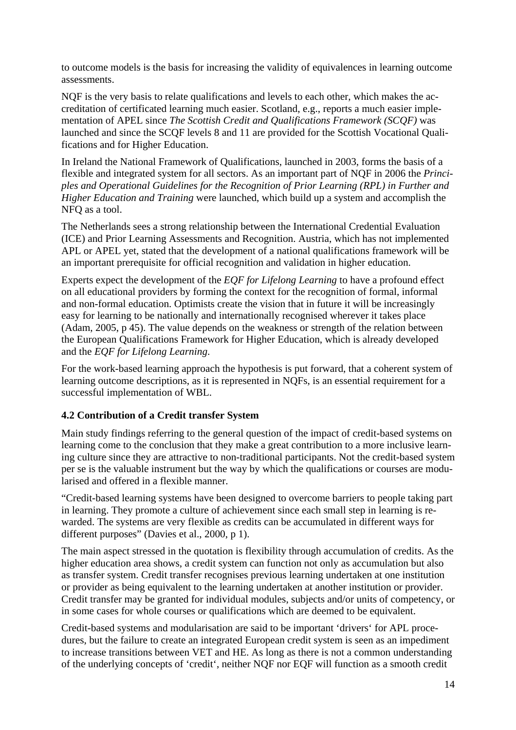to outcome models is the basis for increasing the validity of equivalences in learning outcome assessments.

NQF is the very basis to relate qualifications and levels to each other, which makes the accreditation of certificated learning much easier. Scotland, e.g., reports a much easier implementation of APEL since *The Scottish Credit and Qualifications Framework (SCQF)* was launched and since the SCQF levels 8 and 11 are provided for the Scottish Vocational Qualifications and for Higher Education.

In Ireland the National Framework of Qualifications, launched in 2003, forms the basis of a flexible and integrated system for all sectors. As an important part of NQF in 2006 the *Principles and Operational Guidelines for the Recognition of Prior Learning (RPL) in Further and Higher Education and Training* were launched, which build up a system and accomplish the NFQ as a tool.

The Netherlands sees a strong relationship between the International Credential Evaluation (ICE) and Prior Learning Assessments and Recognition. Austria, which has not implemented APL or APEL yet, stated that the development of a national qualifications framework will be an important prerequisite for official recognition and validation in higher education.

Experts expect the development of the *EQF for Lifelong Learning* to have a profound effect on all educational providers by forming the context for the recognition of formal, informal and non-formal education. Optimists create the vision that in future it will be increasingly easy for learning to be nationally and internationally recognised wherever it takes place (Adam, 2005, p 45). The value depends on the weakness or strength of the relation between the European Qualifications Framework for Higher Education, which is already developed and the *EQF for Lifelong Learning*.

For the work-based learning approach the hypothesis is put forward, that a coherent system of learning outcome descriptions, as it is represented in NQFs, is an essential requirement for a successful implementation of WBL.

### 4.2 Contribution of a Credit transfer System

Main study findings referring to the general question of the impact of credit-based systems on learning come to the conclusion that they make a great contribution to a more inclusive learning culture since they are attractive to non-traditional participants. Not the credit-based system per se is the valuable instrument but the way by which the qualifications or courses are modularised and offered in a flexible manner.

"Credit-based learning systems have been designed to overcome barriers to people taking part in learning. They promote a culture of achievement since each small step in learning is rewarded. The systems are very flexible as credits can be accumulated in different ways for different purposes" (Davies et al., 2000, p 1).

The main aspect stressed in the quotation is flexibility through accumulation of credits. As the higher education area shows, a credit system can function not only as accumulation but also as transfer system. Credit transfer recognises previous learning undertaken at one institution or provider as being equivalent to the learning undertaken at another institution or provider. Credit transfer may be granted for individual modules, subjects and/or units of competency, or in some cases for whole courses or qualifications which are deemed to be equivalent.

Credit-based systems and modularisation are said to be important 'drivers' for APL procedures, but the failure to create an integrated European credit system is seen as an impediment to increase transitions between VET and HE. As long as there is not a common understanding of the underlying concepts of 'credit', neither NQF nor EQF will function as a smooth credit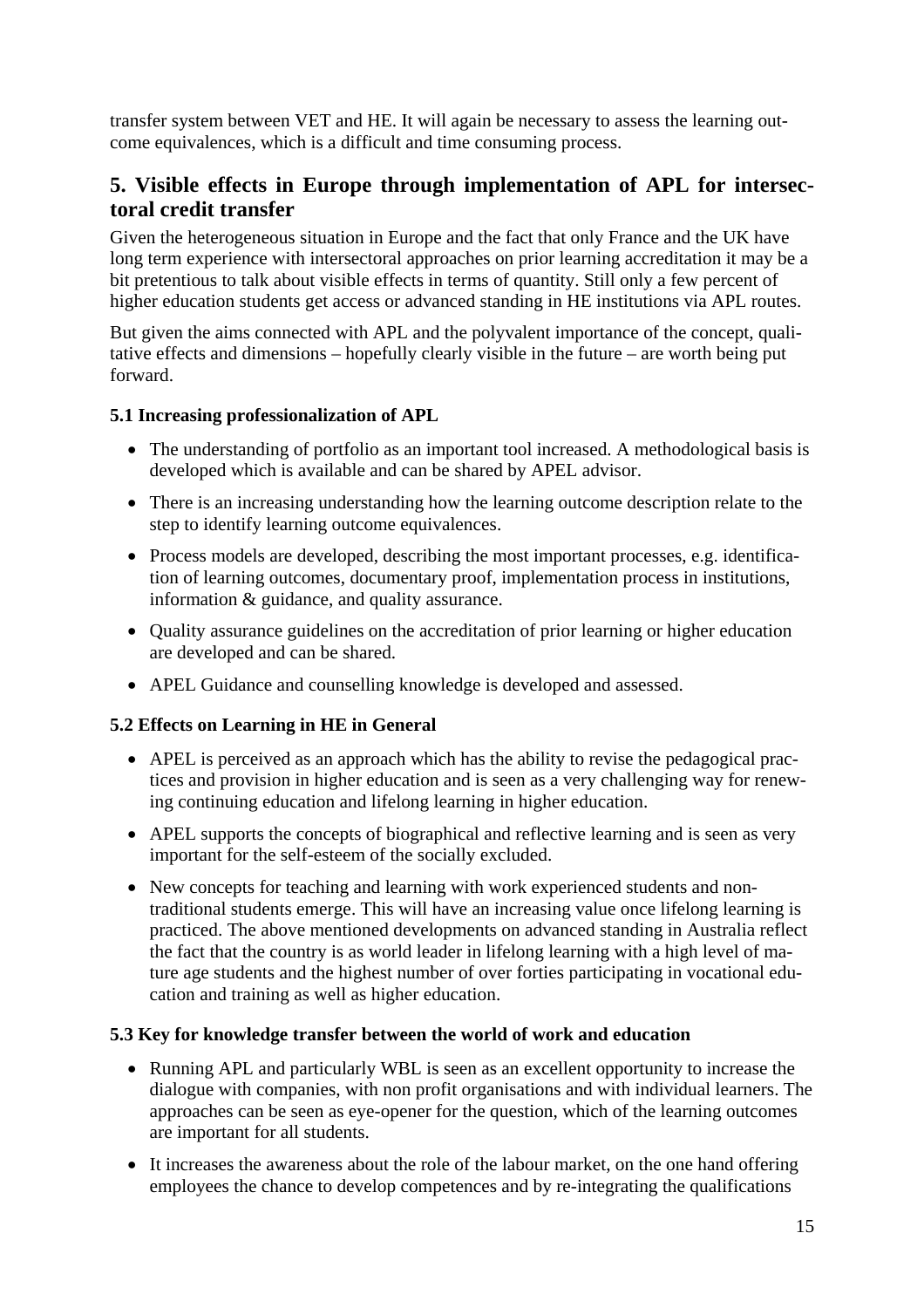transfer system between VET and HE. It will again be necessary to assess the learning outcome equivalences, which is a difficult and time consuming process.

## 5. Visible effects in Europe through implementation of APL for intersectoral credit transfer

Given the heterogeneous situation in Europe and the fact that only France and the UK have long term experience with intersectoral approaches on prior learning accreditation it may be a bit pretentious to talk about visible effects in terms of quantity. Still only a few percent of higher education students get access or advanced standing in HE institutions via APL routes.

But given the aims connected with APL and the polyvalent importance of the concept, qualitative effects and dimensions – hopefully clearly visible in the future – are worth being put forward.

### 5.1 Increasing professionalization of APL

- The understanding of portfolio as an important tool increased. A methodological basis is developed which is available and can be shared by APEL advisor.
- There is an increasing understanding how the learning outcome description relate to the step to identify learning outcome equivalences.
- Process models are developed, describing the most important processes, e.g. identification of learning outcomes, documentary proof, implementation process in institutions, information & guidance, and quality assurance.
- Quality assurance guidelines on the accreditation of prior learning or higher education are developed and can be shared.
- APEL Guidance and counselling knowledge is developed and assessed.

### 5.2 Effects on Learning in HE in General

- APEL is perceived as an approach which has the ability to revise the pedagogical practices and provision in higher education and is seen as a very challenging way for renewing continuing education and lifelong learning in higher education.
- APEL supports the concepts of biographical and reflective learning and is seen as very important for the self-esteem of the socially excluded.
- New concepts for teaching and learning with work experienced students and non-traditional students emerge. This will have an increasing value once lifelong learning is practiced. The above mentioned developments on advanced standing in Australia reflect the fact that the country is as world leader in lifelong learning with a high level of mature age students and the highest number of over forties participating in vocational education and training as well as higher education.

### 5.3 Key for knowledge transfer between the world of work and education

- Running APL and particularly WBL is seen as an excellent opportunity to increase the dialogue with companies, with non profit organisations and with individual learners. The approaches can be seen as eye-opener for the question, which of the learning outcomes are important for all students.
- It increases the awareness about the role of the labour market, on the one hand offering employees the chance to develop competences and by re-integrating the qualifications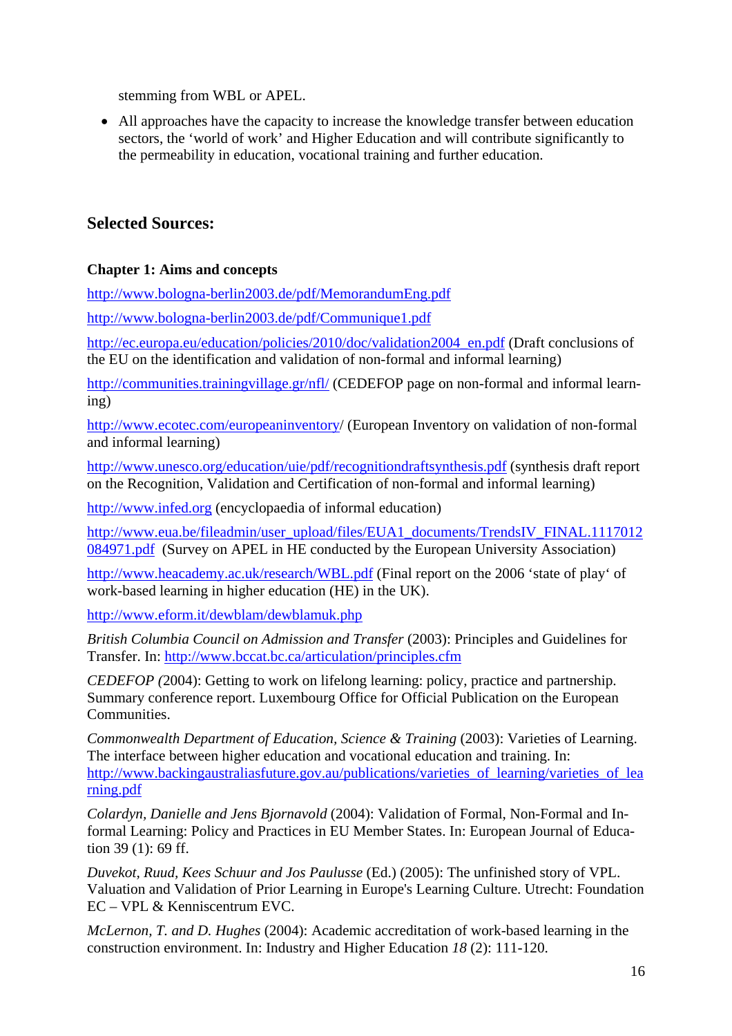stemming from WBL or APEL.

- All approaches have the capacity to increase the knowledge transfer between education sectors, the 'world of work' and Higher Education and will contribute significantly to the permeability in education, vocational training and further education.

## Selected Sources:

### Chapter 1: Aims and concepts

http://www.bologna-berlin2003.de/pdf/MemorandumEng.pdf

http://www.bologna-berlin2003.de/pdf/Communique1.pdf

http://ec.europa.eu/education/policies/2010/doc/validation2004_en.pdf (Draft conclusions of the EU on the identification and validation of non-formal and informal learning)

http://communities.trainingvillage.gr/nfl/ (CEDEFOP page on non-formal and informal learning)

http://www.ecotec.com/europeaninventory/ (European Inventory on validation of non-formal and informal learning)

http://www.unesco.org/education/uie/pdf/recognitiondraftsynthesis.pdf (synthesis draft report on the Recognition, Validation and Certification of non-formal and informal learning)

http://www.infed.org (encyclopaedia of informal education)

http://www.eua.be/fileadmin/user_upload/files/EUA1_documents/TrendsIV_FINAL.1117012084971.pdf (Survey on APEL in HE conducted by the European University Association)

http://www.heacademy.ac.uk/research/WBL.pdf (Final report on the 2006 'state of play' of work-based learning in higher education (HE) in the UK).

http://www.eform.it/dewblam/dewblamuk.php

*British Columbia Council on Admission and Transfer* (2003): Principles and Guidelines for Transfer. In: http://www.bccat.bc.ca/articulation/principles.cfm

*CEDEFOP (*2004): Getting to work on lifelong learning: policy, practice and partnership. Summary conference report. Luxembourg Office for Official Publication on the European Communities.

*Commonwealth Department of Education, Science & Training* (2003): Varieties of Learning. The interface between higher education and vocational education and training. In: http://www.backingaustraliasfuture.gov.au/publications/varieties_of_learning/varieties_of_learning.pdf

*Colardyn, Danielle and Jens Bjornavold* (2004): Validation of Formal, Non-Formal and Informal Learning: Policy and Practices in EU Member States. In: European Journal of Education 39 (1): 69 ff.

*Duvekot, Ruud, Kees Schuur and Jos Paulusse* (Ed.) (2005): The unfinished story of VPL. Valuation and Validation of Prior Learning in Europe's Learning Culture. Utrecht: Foundation EC – VPL & Kenniscentrum EVC.

*McLernon, T. and D. Hughes* (2004): Academic accreditation of work-based learning in the construction environment. In: Industry and Higher Education *18* (2): 111-120.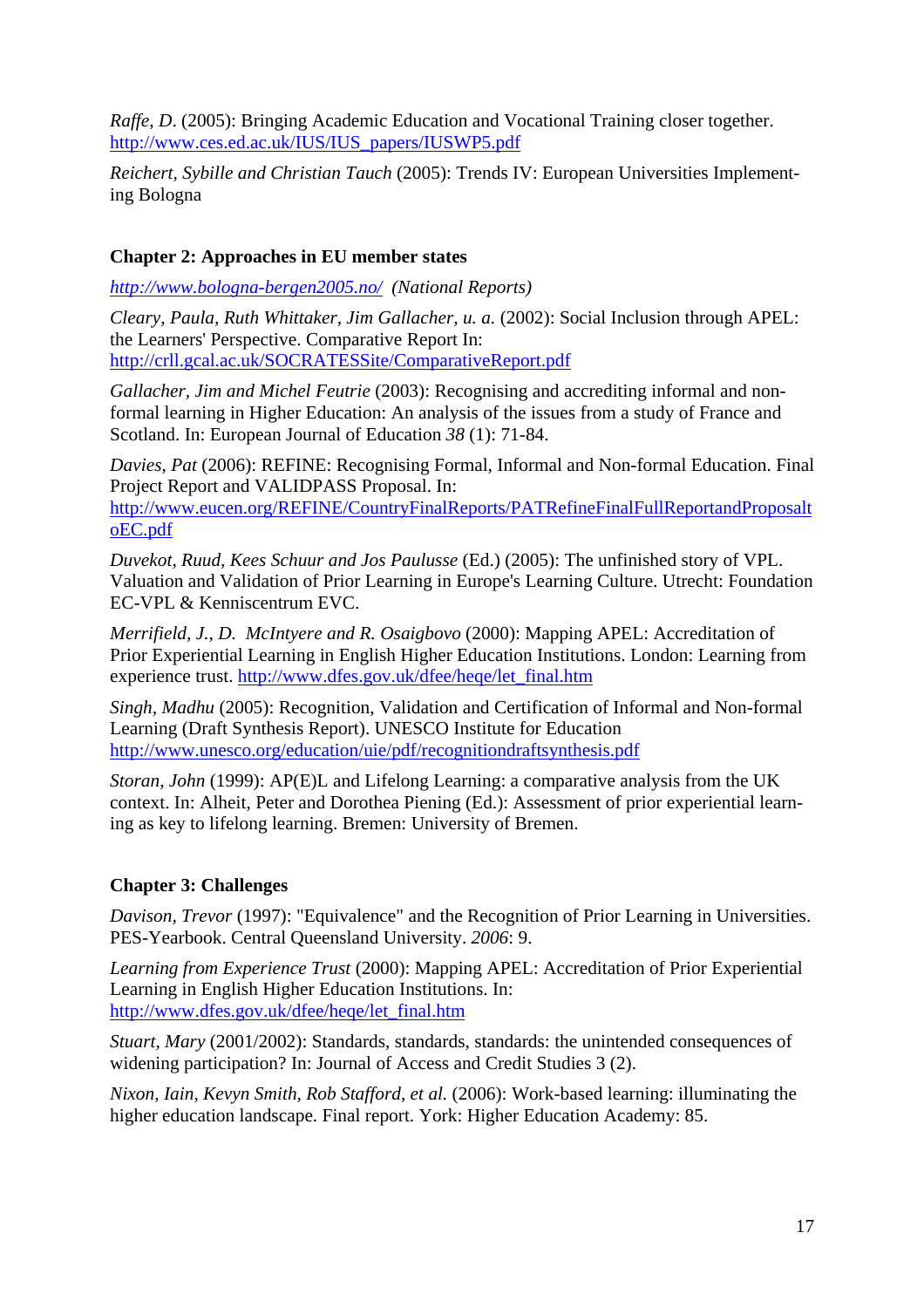*Raffe, D*. (2005): Bringing Academic Education and Vocational Training closer together. http://www.ces.ed.ac.uk/IUS/IUS_papers/IUSWP5.pdf

*Reichert, Sybille and Christian Tauch* (2005): Trends IV: European Universities Implementing Bologna

**Chapter 2: Approaches in EU member states**

*http://www.bologna-bergen2005.no/ (National Reports)*

*Cleary, Paula, Ruth Whittaker, Jim Gallacher, u. a.* (2002): Social Inclusion through APEL: the Learners' Perspective. Comparative Report In: http://crll.gcal.ac.uk/SOCRATESSite/ComparativeReport.pdf

*Gallacher, Jim and Michel Feutrie* (2003): Recognising and accrediting informal and non-formal learning in Higher Education: An analysis of the issues from a study of France and Scotland. In: European Journal of Education *38* (1): 71-84.

*Davies, Pat* (2006): REFINE: Recognising Formal, Informal and Non-formal Education. Final Project Report and VALIDPASS Proposal. In: http://www.eucen.org/REFINE/CountryFinalReports/PATRefineFinalFullReportandProposaltoEC.pdf

*Duvekot, Ruud, Kees Schuur and Jos Paulusse* (Ed.) (2005): The unfinished story of VPL. Valuation and Validation of Prior Learning in Europe's Learning Culture. Utrecht: Foundation EC-VPL & Kenniscentrum EVC.

*Merrifield, J., D. McIntyere and R. Osaigbovo* (2000): Mapping APEL: Accreditation of Prior Experiential Learning in English Higher Education Institutions. London: Learning from experience trust. http://www.dfes.gov.uk/dfee/heqe/let_final.htm

*Singh, Madhu* (2005): Recognition, Validation and Certification of Informal and Non-formal Learning (Draft Synthesis Report). UNESCO Institute for Education http://www.unesco.org/education/uie/pdf/recognitiondraftsynthesis.pdf

*Storan, John* (1999): AP(E)L and Lifelong Learning: a comparative analysis from the UK context. In: Alheit, Peter and Dorothea Piening (Ed.): Assessment of prior experiential learning as key to lifelong learning. Bremen: University of Bremen.

**Chapter 3: Challenges**

*Davison, Trevor* (1997): "Equivalence" and the Recognition of Prior Learning in Universities. PES-Yearbook. Central Queensland University. *2006*: 9.

*Learning from Experience Trust* (2000): Mapping APEL: Accreditation of Prior Experiential Learning in English Higher Education Institutions. In: http://www.dfes.gov.uk/dfee/heqe/let_final.htm

*Stuart, Mary* (2001/2002): Standards, standards, standards: the unintended consequences of widening participation? In: Journal of Access and Credit Studies 3 (2).

*Nixon, Iain, Kevyn Smith, Rob Stafford, et al.* (2006): Work-based learning: illuminating the higher education landscape. Final report. York: Higher Education Academy: 85.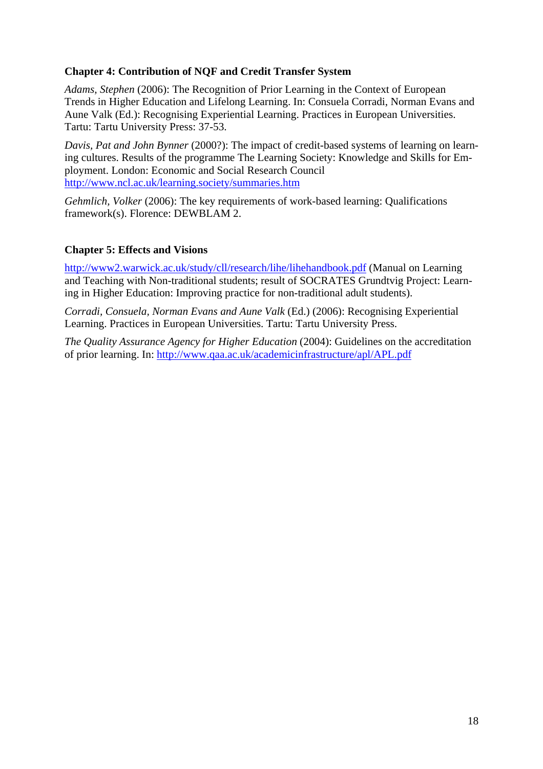### Chapter 4: Contribution of NQF and Credit Transfer System

*Adams, Stephen* (2006): The Recognition of Prior Learning in the Context of European Trends in Higher Education and Lifelong Learning. In: Consuela Corradi, Norman Evans and Aune Valk (Ed.): Recognising Experiential Learning. Practices in European Universities. Tartu: Tartu University Press: 37-53.

*Davis, Pat and John Bynner* (2000?): The impact of credit-based systems of learning on learning cultures. Results of the programme The Learning Society: Knowledge and Skills for Employment. London: Economic and Social Research Council http://www.ncl.ac.uk/learning.society/summaries.htm

*Gehmlich, Volker* (2006): The key requirements of work-based learning: Qualifications framework(s). Florence: DEWBLAM 2.

### Chapter 5: Effects and Visions

http://www2.warwick.ac.uk/study/cll/research/lihe/lihehandbook.pdf (Manual on Learning and Teaching with Non-traditional students; result of SOCRATES Grundtvig Project: Learning in Higher Education: Improving practice for non-traditional adult students).

*Corradi, Consuela, Norman Evans and Aune Valk* (Ed.) (2006): Recognising Experiential Learning. Practices in European Universities. Tartu: Tartu University Press.

*The Quality Assurance Agency for Higher Education* (2004): Guidelines on the accreditation of prior learning. In: http://www.qaa.ac.uk/academicinfrastructure/apl/APL.pdf